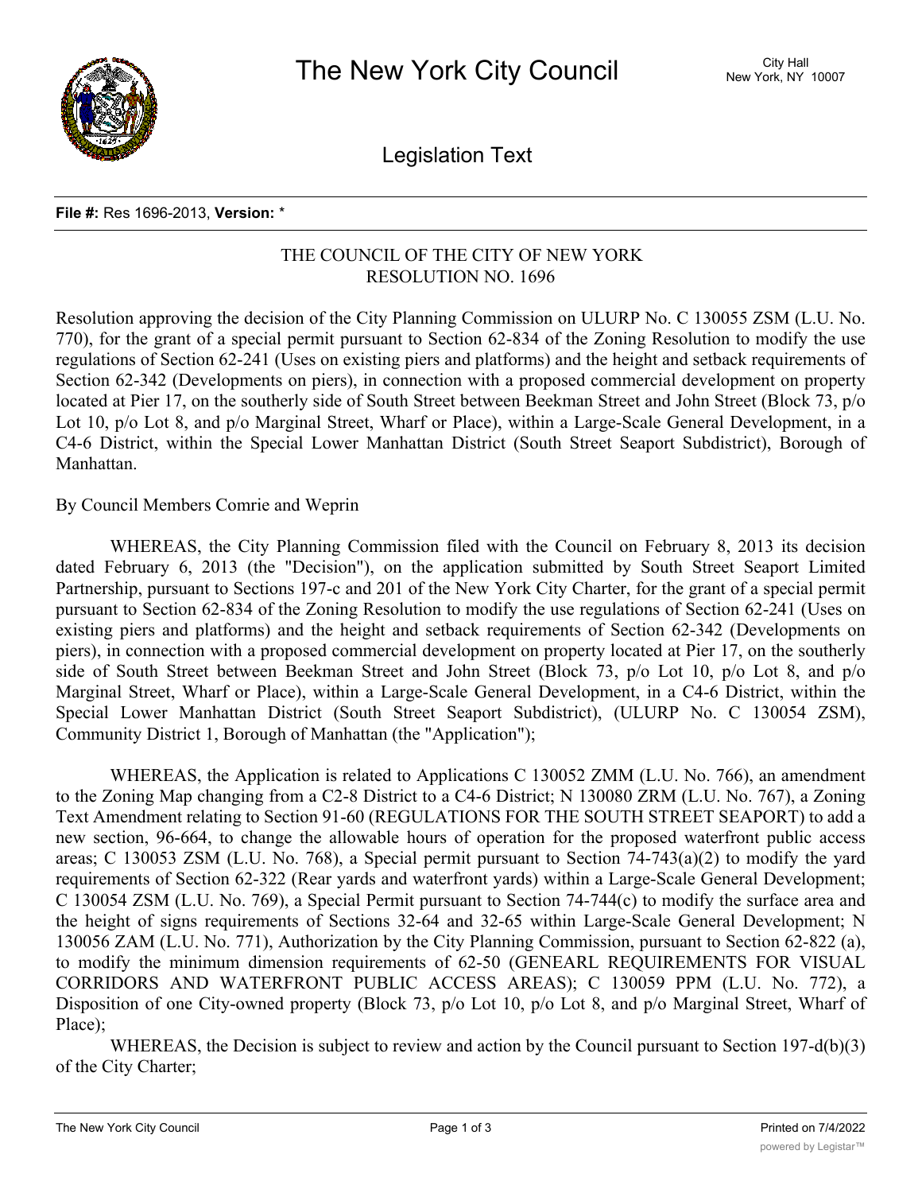**File #:** Res 1696-2013, **Version:** *

THE COUNCIL OF THE CITY OF NEW YORK
RESOLUTION NO. 1696

Resolution approving the decision of the City Planning Commission on ULURP No. C 130055 ZSM (L.U. No. 770), for the grant of a special permit pursuant to Section 62-834 of the Zoning Resolution to modify the use regulations of Section 62-241 (Uses on existing piers and platforms) and the height and setback requirements of Section 62-342 (Developments on piers), in connection with a proposed commercial development on property located at Pier 17, on the southerly side of South Street between Beekman Street and John Street (Block 73, p/o Lot 10, p/o Lot 8, and p/o Marginal Street, Wharf or Place), within a Large-Scale General Development, in a C4-6 District, within the Special Lower Manhattan District (South Street Seaport Subdistrict), Borough of Manhattan.

By Council Members Comrie and Weprin

WHEREAS, the City Planning Commission filed with the Council on February 8, 2013 its decision dated February 6, 2013 (the "Decision"), on the application submitted by South Street Seaport Limited Partnership, pursuant to Sections 197-c and 201 of the New York City Charter, for the grant of a special permit pursuant to Section 62-834 of the Zoning Resolution to modify the use regulations of Section 62-241 (Uses on existing piers and platforms) and the height and setback requirements of Section 62-342 (Developments on piers), in connection with a proposed commercial development on property located at Pier 17, on the southerly side of South Street between Beekman Street and John Street (Block 73, p/o Lot 10, p/o Lot 8, and p/o Marginal Street, Wharf or Place), within a Large-Scale General Development, in a C4-6 District, within the Special Lower Manhattan District (South Street Seaport Subdistrict), (ULURP No. C 130054 ZSM), Community District 1, Borough of Manhattan (the "Application");

WHEREAS, the Application is related to Applications C 130052 ZMM (L.U. No. 766), an amendment to the Zoning Map changing from a C2-8 District to a C4-6 District; N 130080 ZRM (L.U. No. 767), a Zoning Text Amendment relating to Section 91-60 (REGULATIONS FOR THE SOUTH STREET SEAPORT) to add a new section, 96-664, to change the allowable hours of operation for the proposed waterfront public access areas; C 130053 ZSM (L.U. No. 768), a Special permit pursuant to Section 74-743(a)(2) to modify the yard requirements of Section 62-322 (Rear yards and waterfront yards) within a Large-Scale General Development; C 130054 ZSM (L.U. No. 769), a Special Permit pursuant to Section 74-744(c) to modify the surface area and the height of signs requirements of Sections 32-64 and 32-65 within Large-Scale General Development; N 130056 ZAM (L.U. No. 771), Authorization by the City Planning Commission, pursuant to Section 62-822 (a), to modify the minimum dimension requirements of 62-50 (GENEARL REQUIREMENTS FOR VISUAL CORRIDORS AND WATERFRONT PUBLIC ACCESS AREAS); C 130059 PPM (L.U. No. 772), a Disposition of one City-owned property (Block 73, p/o Lot 10, p/o Lot 8, and p/o Marginal Street, Wharf of Place);

WHEREAS, the Decision is subject to review and action by the Council pursuant to Section 197-d(b)(3) of the City Charter;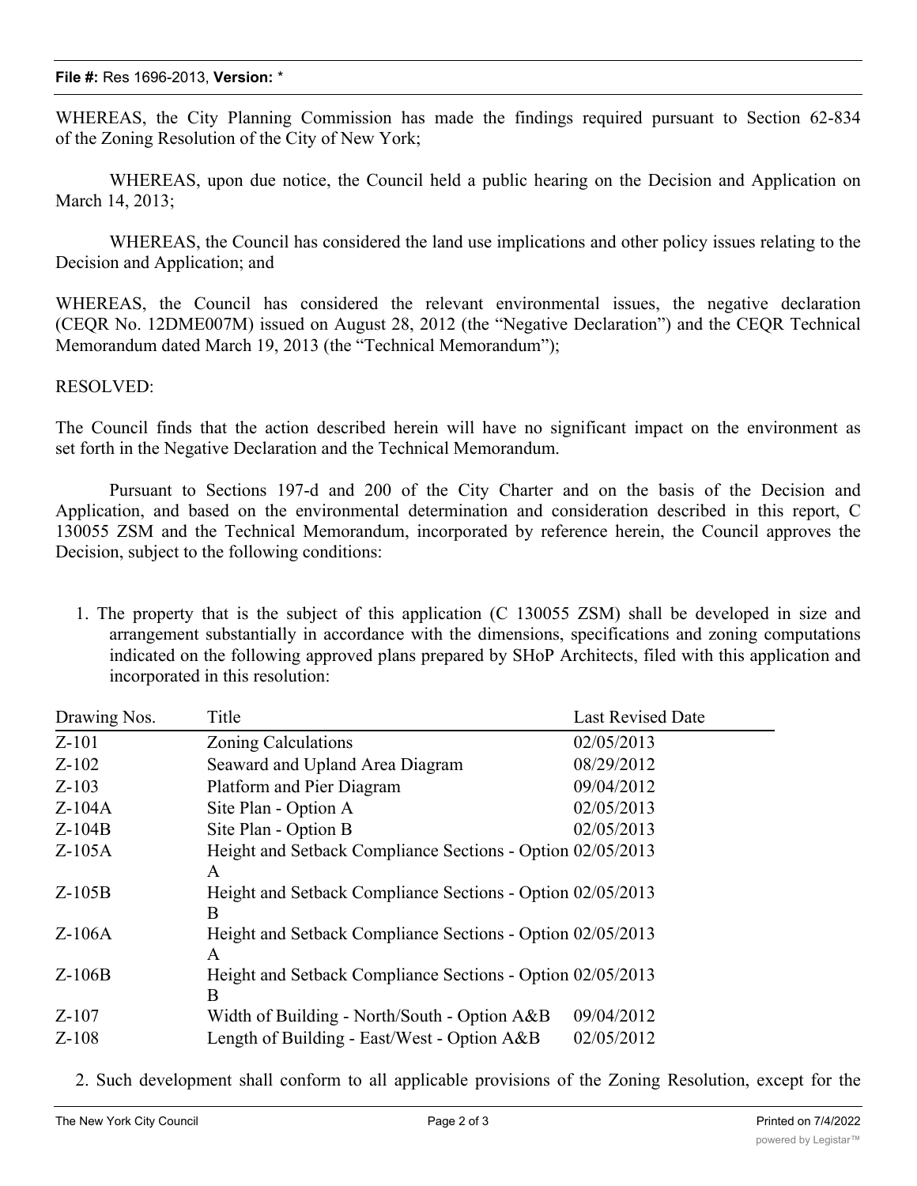WHEREAS, the City Planning Commission has made the findings required pursuant to Section 62-834 of the Zoning Resolution of the City of New York;

WHEREAS, upon due notice, the Council held a public hearing on the Decision and Application on March 14, 2013;

WHEREAS, the Council has considered the land use implications and other policy issues relating to the Decision and Application; and

WHEREAS, the Council has considered the relevant environmental issues, the negative declaration (CEQR No. 12DME007M) issued on August 28, 2012 (the "Negative Declaration") and the CEQR Technical Memorandum dated March 19, 2013 (the "Technical Memorandum");

RESOLVED:

The Council finds that the action described herein will have no significant impact on the environment as set forth in the Negative Declaration and the Technical Memorandum.

Pursuant to Sections 197-d and 200 of the City Charter and on the basis of the Decision and Application, and based on the environmental determination and consideration described in this report, C 130055 ZSM and the Technical Memorandum, incorporated by reference herein, the Council approves the Decision, subject to the following conditions:

1. The property that is the subject of this application (C 130055 ZSM) shall be developed in size and arrangement substantially in accordance with the dimensions, specifications and zoning computations indicated on the following approved plans prepared by SHoP Architects, filed with this application and incorporated in this resolution:

| Drawing Nos. | Title | Last Revised Date |
|---|---|---|
| Z-101 | Zoning Calculations | 02/05/2013 |
| Z-102 | Seaward and Upland Area Diagram | 08/29/2012 |
| Z-103 | Platform and Pier Diagram | 09/04/2012 |
| Z-104A | Site Plan - Option A | 02/05/2013 |
| Z-104B | Site Plan - Option B | 02/05/2013 |
| Z-105A | Height and Setback Compliance Sections - Option A | 02/05/2013 |
| Z-105B | Height and Setback Compliance Sections - Option B | 02/05/2013 |
| Z-106A | Height and Setback Compliance Sections - Option A | 02/05/2013 |
| Z-106B | Height and Setback Compliance Sections - Option B | 02/05/2013 |
| Z-107 | Width of Building - North/South - Option A&B | 09/04/2012 |
| Z-108 | Length of Building - East/West - Option A&B | 02/05/2012 |

2. Such development shall conform to all applicable provisions of the Zoning Resolution, except for the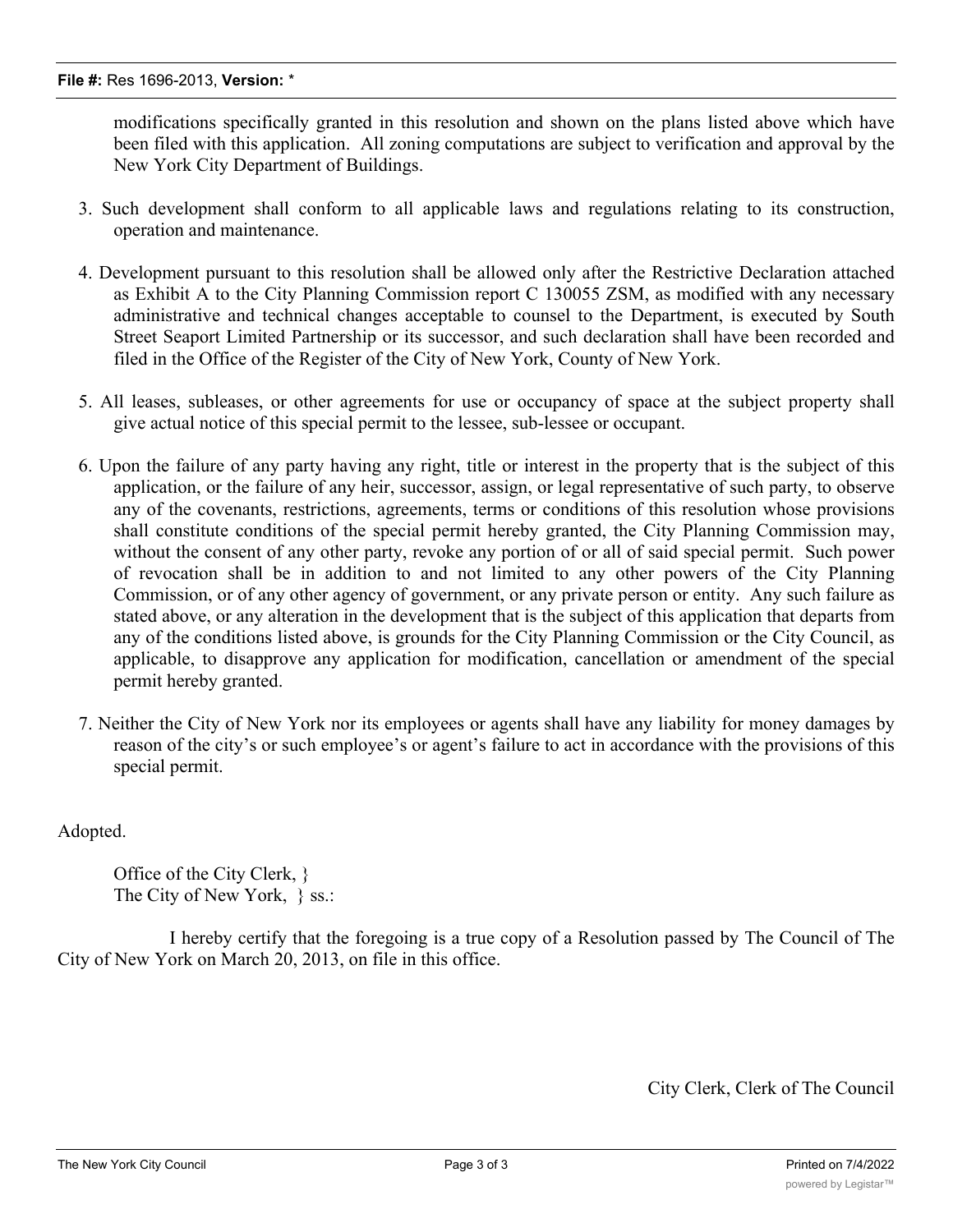modifications specifically granted in this resolution and shown on the plans listed above which have been filed with this application. All zoning computations are subject to verification and approval by the New York City Department of Buildings.

3. Such development shall conform to all applicable laws and regulations relating to its construction, operation and maintenance.

4. Development pursuant to this resolution shall be allowed only after the Restrictive Declaration attached as Exhibit A to the City Planning Commission report C 130055 ZSM, as modified with any necessary administrative and technical changes acceptable to counsel to the Department, is executed by South Street Seaport Limited Partnership or its successor, and such declaration shall have been recorded and filed in the Office of the Register of the City of New York, County of New York.

5. All leases, subleases, or other agreements for use or occupancy of space at the subject property shall give actual notice of this special permit to the lessee, sub-lessee or occupant.

6. Upon the failure of any party having any right, title or interest in the property that is the subject of this application, or the failure of any heir, successor, assign, or legal representative of such party, to observe any of the covenants, restrictions, agreements, terms or conditions of this resolution whose provisions shall constitute conditions of the special permit hereby granted, the City Planning Commission may, without the consent of any other party, revoke any portion of or all of said special permit. Such power of revocation shall be in addition to and not limited to any other powers of the City Planning Commission, or of any other agency of government, or any private person or entity. Any such failure as stated above, or any alteration in the development that is the subject of this application that departs from any of the conditions listed above, is grounds for the City Planning Commission or the City Council, as applicable, to disapprove any application for modification, cancellation or amendment of the special permit hereby granted.

7. Neither the City of New York nor its employees or agents shall have any liability for money damages by reason of the city's or such employee's or agent's failure to act in accordance with the provisions of this special permit.

Adopted.

Office of the City Clerk, }
The City of New York, } ss.:

I hereby certify that the foregoing is a true copy of a Resolution passed by The Council of The City of New York on March 20, 2013, on file in this office.

City Clerk, Clerk of The Council